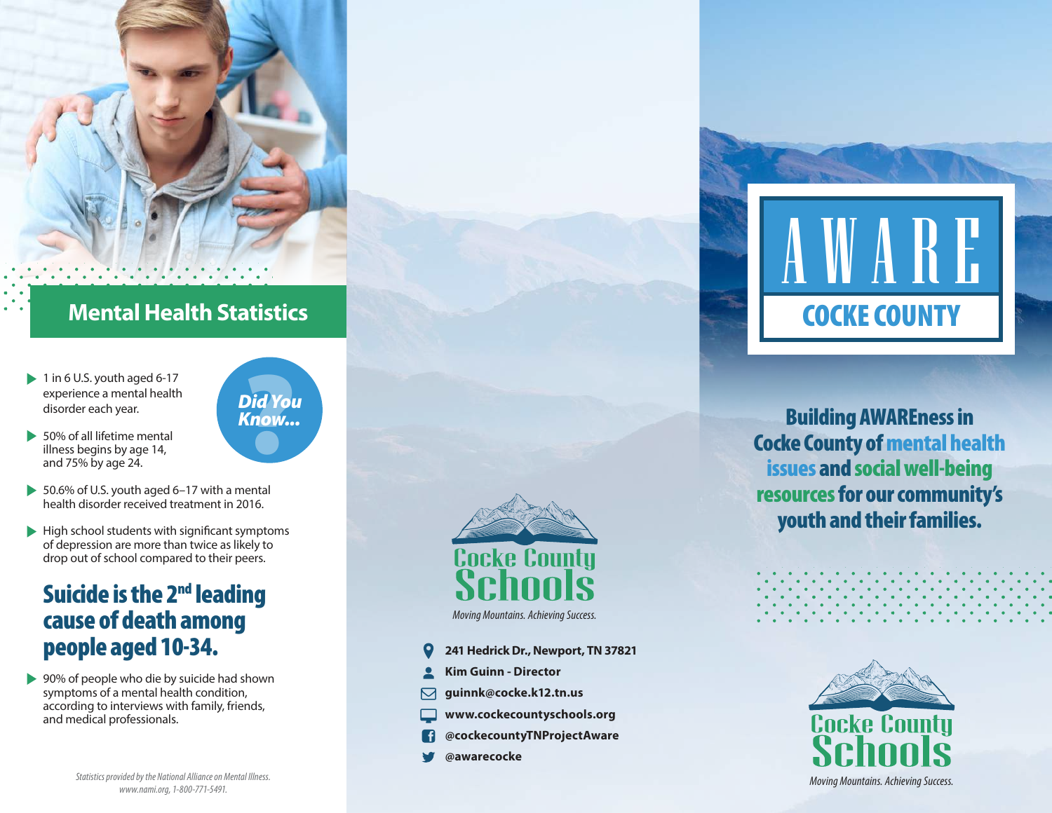## Mental Health Statistics

*Did You Know...*

- 1 in 6 U.S. youth aged 6-17 experience a mental health disorder each year.
- 50% of all lifetime mental illness begins by age 14, and 75% by age 24.
- 50.6% of U.S. youth aged 6–17 with a mental health disorder received treatment in 2016.
- High school students with significant symptoms of depression are more than twice as likely to drop out of school compared to their peers.

### Suicide is the 2nd leading cause of death among people aged 10-34.

- 90% of people who die by suicide had shown symptoms of a mental health condition, according to interviews with family, friends, and medical professionals.

*Statistics provided by the National Alliance on Mental Illness. www.nami.org, 1-800-771-5491.*

Cocke County Schools

*Moving Mountains. Achieving Success.*

**241 Hedrick Dr., Newport, TN 37821**

**Kim Guinn - Director**

**guinnk@cocke.k12.tn.us**

**www.cockecountyschools.org**

**@cockecountyTNProjectAware**

**@awarecocke**

# AWARE
## COCKE COUNTY

**Building AWAREness in Cocke County of mental health issues and social well-being resources for our community's youth and their families.**

Cocke County Schools

*Moving Mountains. Achieving Success.*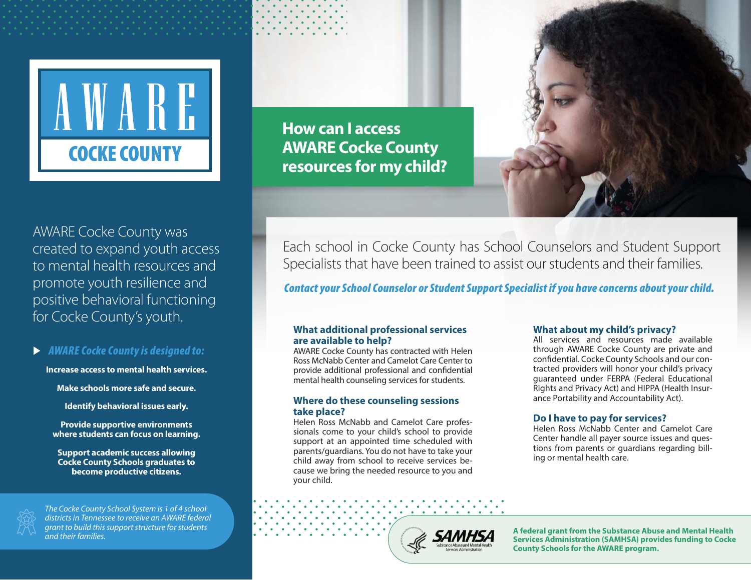# AWARE

## COCKE COUNTY

AWARE Cocke County was created to expand youth access to mental health resources and promote youth resilience and positive behavioral functioning for Cocke County's youth.

***AWARE Cocke County is designed to:***

**Increase access to mental health services.**

**Make schools more safe and secure.**

**Identify behavioral issues early.**

**Provide supportive environments where students can focus on learning.**

**Support academic success allowing Cocke County Schools graduates to become productive citizens.**

*The Cocke County School System is 1 of 4 school districts in Tennessee to receive an AWARE federal grant to build this support structure for students and their families.*

## How can I access AWARE Cocke County resources for my child?

Each school in Cocke County has School Counselors and Student Support Specialists that have been trained to assist our students and their families.

***Contact your School Counselor or Student Support Specialist if you have concerns about your child.***

### What additional professional services are available to help?

AWARE Cocke County has contracted with Helen Ross McNabb Center and Camelot Care Center to provide additional professional and confidential mental health counseling services for students.

### Where do these counseling sessions take place?

Helen Ross McNabb and Camelot Care professionals come to your child's school to provide support at an appointed time scheduled with parents/guardians. You do not have to take your child away from school to receive services because we bring the needed resource to you and your child.

### What about my child's privacy?

All services and resources made available through AWARE Cocke County are private and confidential. Cocke County Schools and our contracted providers will honor your child's privacy guaranteed under FERPA (Federal Educational Rights and Privacy Act) and HIPPA (Health Insurance Portability and Accountability Act).

### Do I have to pay for services?

Helen Ross McNabb Center and Camelot Care Center handle all payer source issues and questions from parents or guardians regarding billing or mental health care.

SAMHSA
Substance Abuse and Mental Health Services Administration

**A federal grant from the Substance Abuse and Mental Health Services Administration (SAMHSA) provides funding to Cocke County Schools for the AWARE program.**